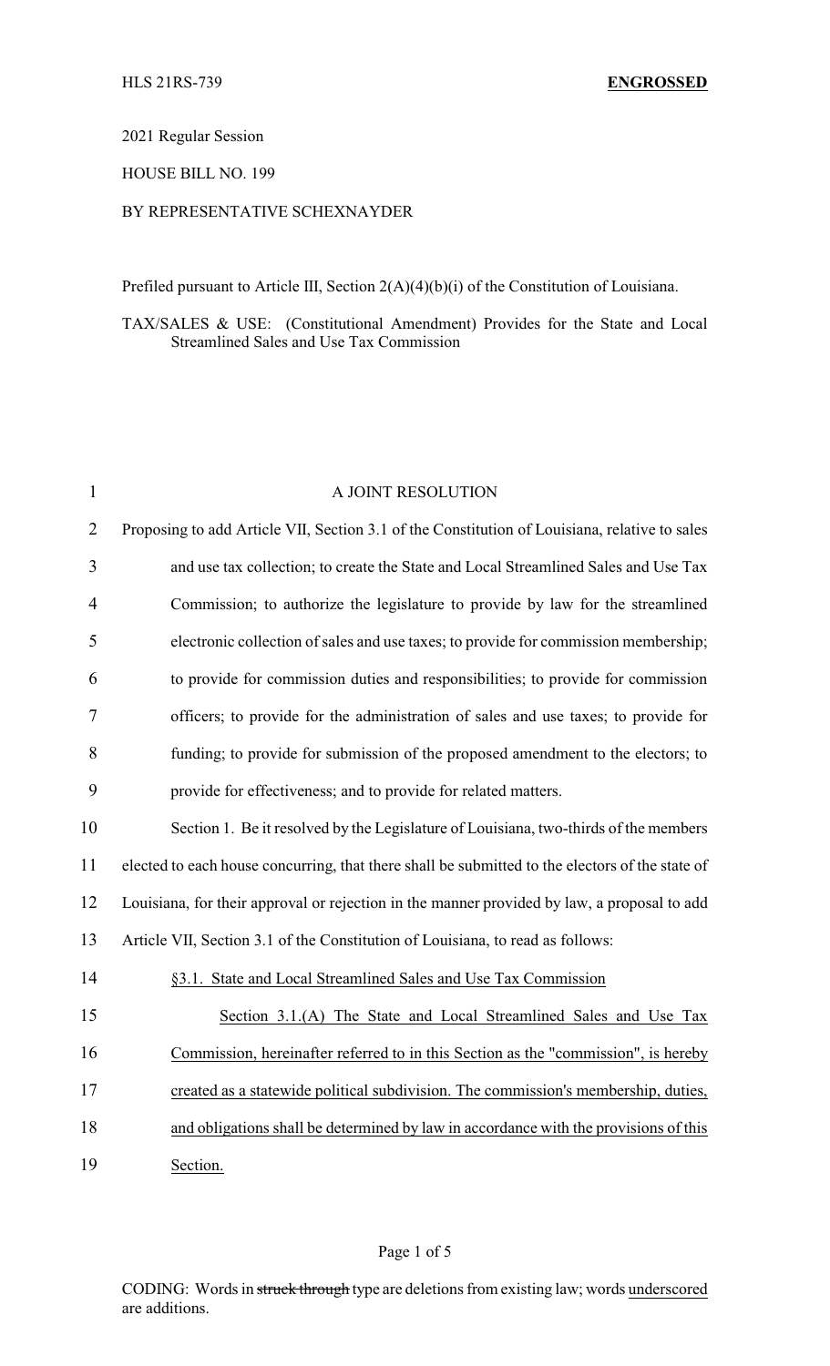HLS 21RS-739 **ENGROSSED**

2021 Regular Session

HOUSE BILL NO. 199

BY REPRESENTATIVE SCHEXNAYDER

Prefiled pursuant to Article III, Section 2(A)(4)(b)(i) of the Constitution of Louisiana.

TAX/SALES & USE: (Constitutional Amendment) Provides for the State and Local Streamlined Sales and Use Tax Commission

A JOINT RESOLUTION

Proposing to add Article VII, Section 3.1 of the Constitution of Louisiana, relative to sales and use tax collection; to create the State and Local Streamlined Sales and Use Tax Commission; to authorize the legislature to provide by law for the streamlined electronic collection of sales and use taxes; to provide for commission membership; to provide for commission duties and responsibilities; to provide for commission officers; to provide for the administration of sales and use taxes; to provide for funding; to provide for submission of the proposed amendment to the electors; to provide for effectiveness; and to provide for related matters.

Section 1. Be it resolved by the Legislature of Louisiana, two-thirds of the members elected to each house concurring, that there shall be submitted to the electors of the state of Louisiana, for their approval or rejection in the manner provided by law, a proposal to add Article VII, Section 3.1 of the Constitution of Louisiana, to read as follows:

§3.1. State and Local Streamlined Sales and Use Tax Commission

Section 3.1.(A) The State and Local Streamlined Sales and Use Tax Commission, hereinafter referred to in this Section as the "commission", is hereby created as a statewide political subdivision. The commission's membership, duties, and obligations shall be determined by law in accordance with the provisions of this Section.

CODING: Words in ~~struck through~~ type are deletions from existing law; words underscored are additions.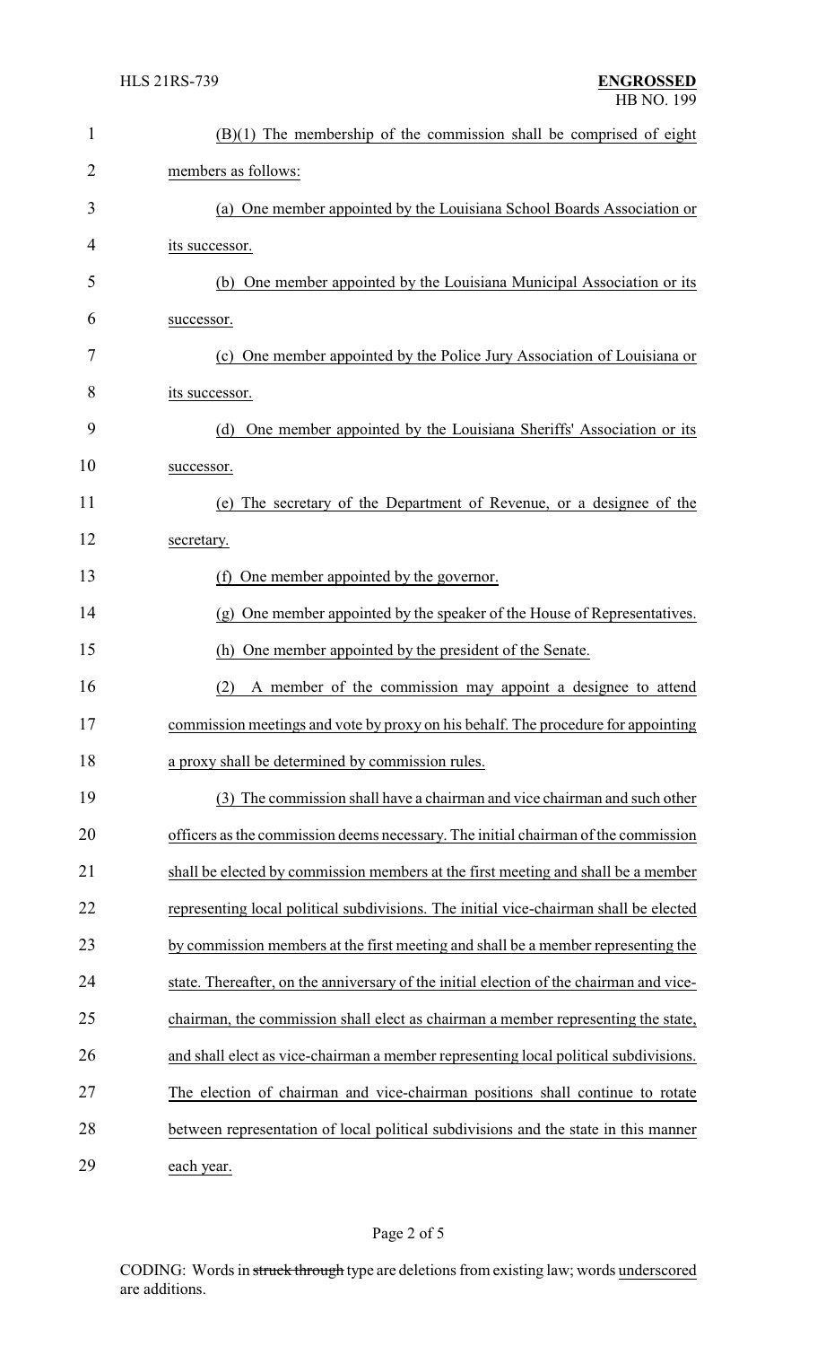(B)(1) The membership of the commission shall be comprised of eight members as follows:

(a) One member appointed by the Louisiana School Boards Association or its successor.

(b) One member appointed by the Louisiana Municipal Association or its successor.

(c) One member appointed by the Police Jury Association of Louisiana or its successor.

(d) One member appointed by the Louisiana Sheriffs' Association or its successor.

(e) The secretary of the Department of Revenue, or a designee of the secretary.

(f) One member appointed by the governor.

(g) One member appointed by the speaker of the House of Representatives.

(h) One member appointed by the president of the Senate.

(2) A member of the commission may appoint a designee to attend commission meetings and vote by proxy on his behalf. The procedure for appointing a proxy shall be determined by commission rules.

(3) The commission shall have a chairman and vice chairman and such other officers as the commission deems necessary. The initial chairman of the commission shall be elected by commission members at the first meeting and shall be a member representing local political subdivisions. The initial vice-chairman shall be elected by commission members at the first meeting and shall be a member representing the state. Thereafter, on the anniversary of the initial election of the chairman and vice-chairman, the commission shall elect as chairman a member representing the state, and shall elect as vice-chairman a member representing local political subdivisions. The election of chairman and vice-chairman positions shall continue to rotate between representation of local political subdivisions and the state in this manner each year.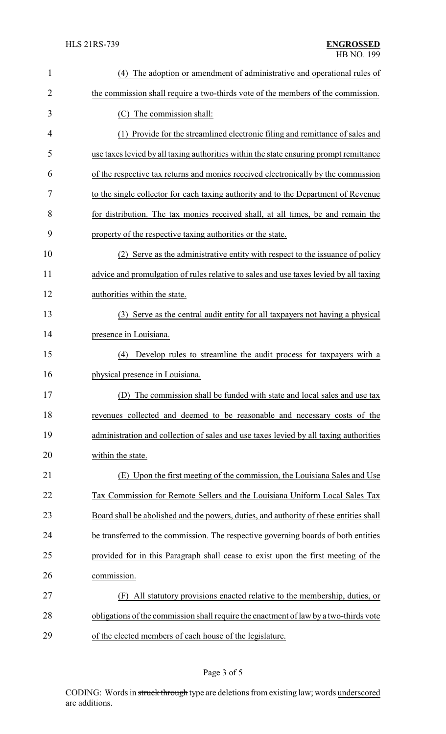(4) The adoption or amendment of administrative and operational rules of the commission shall require a two-thirds vote of the members of the commission.

(C) The commission shall:

(1) Provide for the streamlined electronic filing and remittance of sales and use taxes levied by all taxing authorities within the state ensuring prompt remittance of the respective tax returns and monies received electronically by the commission to the single collector for each taxing authority and to the Department of Revenue for distribution. The tax monies received shall, at all times, be and remain the property of the respective taxing authorities or the state.

(2) Serve as the administrative entity with respect to the issuance of policy advice and promulgation of rules relative to sales and use taxes levied by all taxing authorities within the state.

(3) Serve as the central audit entity for all taxpayers not having a physical presence in Louisiana.

(4) Develop rules to streamline the audit process for taxpayers with a physical presence in Louisiana.

(D) The commission shall be funded with state and local sales and use tax revenues collected and deemed to be reasonable and necessary costs of the administration and collection of sales and use taxes levied by all taxing authorities within the state.

(E) Upon the first meeting of the commission, the Louisiana Sales and Use Tax Commission for Remote Sellers and the Louisiana Uniform Local Sales Tax Board shall be abolished and the powers, duties, and authority of these entities shall be transferred to the commission. The respective governing boards of both entities provided for in this Paragraph shall cease to exist upon the first meeting of the commission.

(F) All statutory provisions enacted relative to the membership, duties, or obligations of the commission shall require the enactment of law by a two-thirds vote of the elected members of each house of the legislature.

CODING: Words in struck through type are deletions from existing law; words underscored are additions.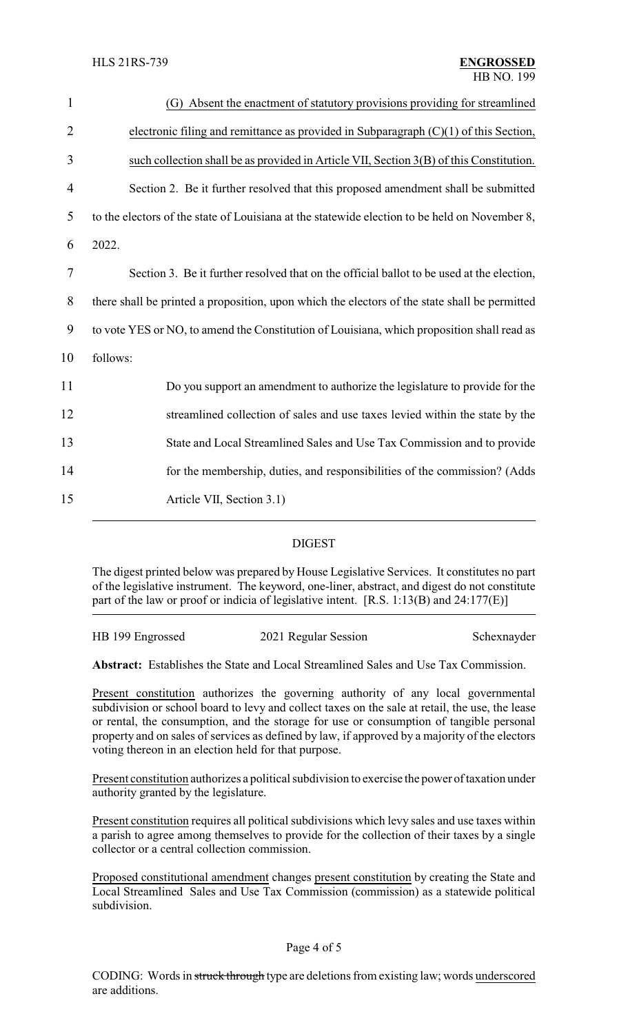(G) Absent the enactment of statutory provisions providing for streamlined electronic filing and remittance as provided in Subparagraph (C)(1) of this Section, such collection shall be as provided in Article VII, Section 3(B) of this Constitution.

Section 2. Be it further resolved that this proposed amendment shall be submitted to the electors of the state of Louisiana at the statewide election to be held on November 8, 2022.

Section 3. Be it further resolved that on the official ballot to be used at the election, there shall be printed a proposition, upon which the electors of the state shall be permitted to vote YES or NO, to amend the Constitution of Louisiana, which proposition shall read as follows:

> Do you support an amendment to authorize the legislature to provide for the streamlined collection of sales and use taxes levied within the state by the State and Local Streamlined Sales and Use Tax Commission and to provide for the membership, duties, and responsibilities of the commission? (Adds Article VII, Section 3.1)

## DIGEST

The digest printed below was prepared by House Legislative Services. It constitutes no part of the legislative instrument. The keyword, one-liner, abstract, and digest do not constitute part of the law or proof or indicia of legislative intent. [R.S. 1:13(B) and 24:177(E)]

HB 199 Engrossed | 2021 Regular Session | Schexnayder

**Abstract:** Establishes the State and Local Streamlined Sales and Use Tax Commission.

Present constitution authorizes the governing authority of any local governmental subdivision or school board to levy and collect taxes on the sale at retail, the use, the lease or rental, the consumption, and the storage for use or consumption of tangible personal property and on sales of services as defined by law, if approved by a majority of the electors voting thereon in an election held for that purpose.

Present constitution authorizes a political subdivision to exercise the power of taxation under authority granted by the legislature.

Present constitution requires all political subdivisions which levy sales and use taxes within a parish to agree among themselves to provide for the collection of their taxes by a single collector or a central collection commission.

Proposed constitutional amendment changes present constitution by creating the State and Local Streamlined Sales and Use Tax Commission (commission) as a statewide political subdivision.

CODING: Words in ~~struck through~~ type are deletions from existing law; words underscored are additions.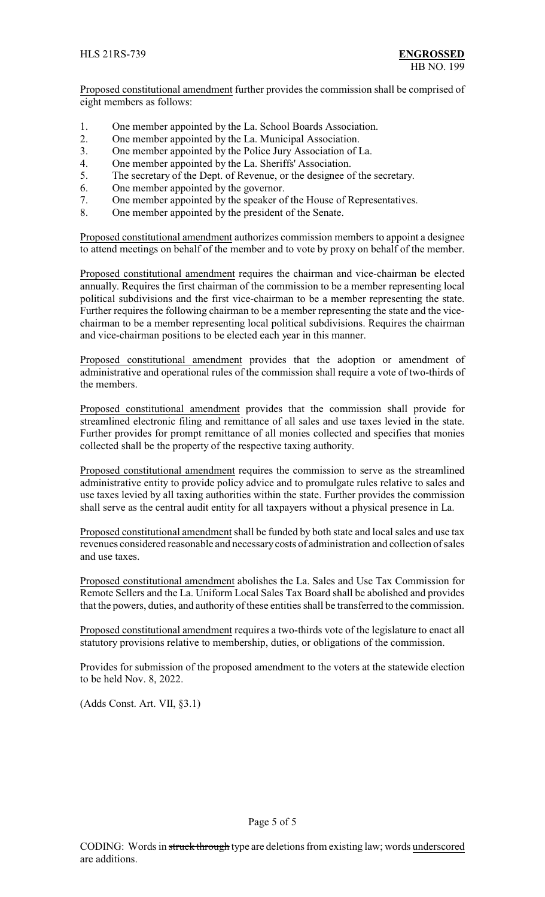Proposed constitutional amendment further provides the commission shall be comprised of eight members as follows:

1. One member appointed by the La. School Boards Association.
2. One member appointed by the La. Municipal Association.
3. One member appointed by the Police Jury Association of La.
4. One member appointed by the La. Sheriffs' Association.
5. The secretary of the Dept. of Revenue, or the designee of the secretary.
6. One member appointed by the governor.
7. One member appointed by the speaker of the House of Representatives.
8. One member appointed by the president of the Senate.

Proposed constitutional amendment authorizes commission members to appoint a designee to attend meetings on behalf of the member and to vote by proxy on behalf of the member.

Proposed constitutional amendment requires the chairman and vice-chairman be elected annually. Requires the first chairman of the commission to be a member representing local political subdivisions and the first vice-chairman to be a member representing the state. Further requires the following chairman to be a member representing the state and the vice-chairman to be a member representing local political subdivisions. Requires the chairman and vice-chairman positions to be elected each year in this manner.

Proposed constitutional amendment provides that the adoption or amendment of administrative and operational rules of the commission shall require a vote of two-thirds of the members.

Proposed constitutional amendment provides that the commission shall provide for streamlined electronic filing and remittance of all sales and use taxes levied in the state. Further provides for prompt remittance of all monies collected and specifies that monies collected shall be the property of the respective taxing authority.

Proposed constitutional amendment requires the commission to serve as the streamlined administrative entity to provide policy advice and to promulgate rules relative to sales and use taxes levied by all taxing authorities within the state. Further provides the commission shall serve as the central audit entity for all taxpayers without a physical presence in La.

Proposed constitutional amendment shall be funded by both state and local sales and use tax revenues considered reasonable and necessary costs of administration and collection of sales and use taxes.

Proposed constitutional amendment abolishes the La. Sales and Use Tax Commission for Remote Sellers and the La. Uniform Local Sales Tax Board shall be abolished and provides that the powers, duties, and authority of these entities shall be transferred to the commission.

Proposed constitutional amendment requires a two-thirds vote of the legislature to enact all statutory provisions relative to membership, duties, or obligations of the commission.

Provides for submission of the proposed amendment to the voters at the statewide election to be held Nov. 8, 2022.

(Adds Const. Art. VII, §3.1)

CODING: Words in ~~struck through~~ type are deletions from existing law; words underscored are additions.